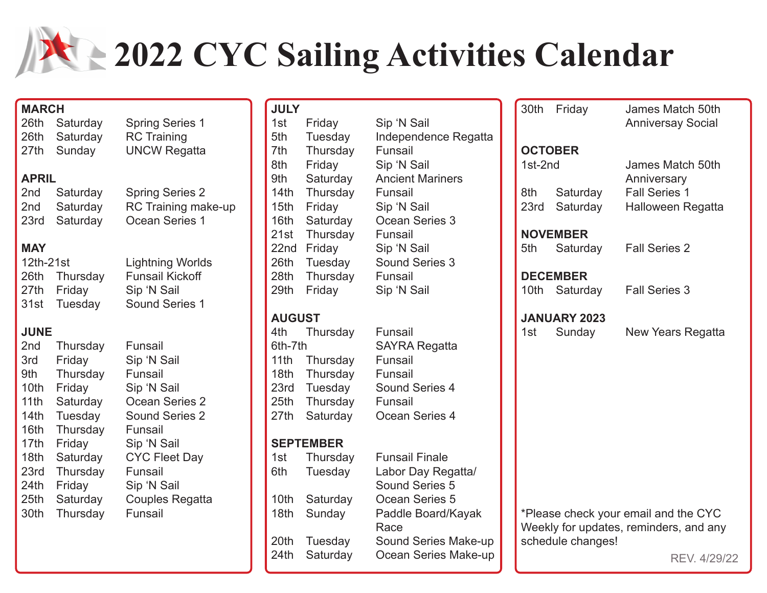# 2022 CYC Sailing Activities Calendar

## MARCH

| | | |
|---|---|---|
| 26th | Saturday | Spring Series 1 |
| 26th | Saturday | RC Training |
| 27th | Sunday | UNCW Regatta |

## APRIL

| | | |
|---|---|---|
| 2nd | Saturday | Spring Series 2 |
| 2nd | Saturday | RC Training make-up |
| 23rd | Saturday | Ocean Series 1 |

## MAY

| | | |
|---|---|---|
| 12th-21st | | Lightning Worlds |
| 26th | Thursday | Funsail Kickoff |
| 27th | Friday | Sip 'N Sail |
| 31st | Tuesday | Sound Series 1 |

## JUNE

| | | |
|---|---|---|
| 2nd | Thursday | Funsail |
| 3rd | Friday | Sip 'N Sail |
| 9th | Thursday | Funsail |
| 10th | Friday | Sip 'N Sail |
| 11th | Saturday | Ocean Series 2 |
| 14th | Tuesday | Sound Series 2 |
| 16th | Thursday | Funsail |
| 17th | Friday | Sip 'N Sail |
| 18th | Saturday | CYC Fleet Day |
| 23rd | Thursday | Funsail |
| 24th | Friday | Sip 'N Sail |
| 25th | Saturday | Couples Regatta |
| 30th | Thursday | Funsail |

## JULY

| | | |
|---|---|---|
| 1st | Friday | Sip 'N Sail |
| 5th | Tuesday | Independence Regatta |
| 7th | Thursday | Funsail |
| 8th | Friday | Sip 'N Sail |
| 9th | Saturday | Ancient Mariners |
| 14th | Thursday | Funsail |
| 15th | Friday | Sip 'N Sail |
| 16th | Saturday | Ocean Series 3 |
| 21st | Thursday | Funsail |
| 22nd | Friday | Sip 'N Sail |
| 26th | Tuesday | Sound Series 3 |
| 28th | Thursday | Funsail |
| 29th | Friday | Sip 'N Sail |

## AUGUST

| | | |
|---|---|---|
| 4th | Thursday | Funsail |
| 6th-7th | | SAYRA Regatta |
| 11th | Thursday | Funsail |
| 18th | Thursday | Funsail |
| 23rd | Tuesday | Sound Series 4 |
| 25th | Thursday | Funsail |
| 27th | Saturday | Ocean Series 4 |

## SEPTEMBER

| | | |
|---|---|---|
| 1st | Thursday | Funsail Finale |
| 6th | Tuesday | Labor Day Regatta/ Sound Series 5 |
| 10th | Saturday | Ocean Series 5 |
| 18th | Sunday | Paddle Board/Kayak Race |
| 20th | Tuesday | Sound Series Make-up |
| 24th | Saturday | Ocean Series Make-up |
| 30th | Friday | James Match 50th Anniversay Social |

## OCTOBER

| | | |
|---|---|---|
| 1st-2nd | | James Match 50th Anniversay |
| 8th | Saturday | Fall Series 1 |
| 23rd | Saturday | Halloween Regatta |

## NOVEMBER

| | | |
|---|---|---|
| 5th | Saturday | Fall Series 2 |

## DECEMBER

| | | |
|---|---|---|
| 10th | Saturday | Fall Series 3 |

## JANUARY 2023

| | | |
|---|---|---|
| 1st | Sunday | New Years Regatta |

*Please check your email and the CYC Weekly for updates, reminders, and any schedule changes!

REV. 4/29/22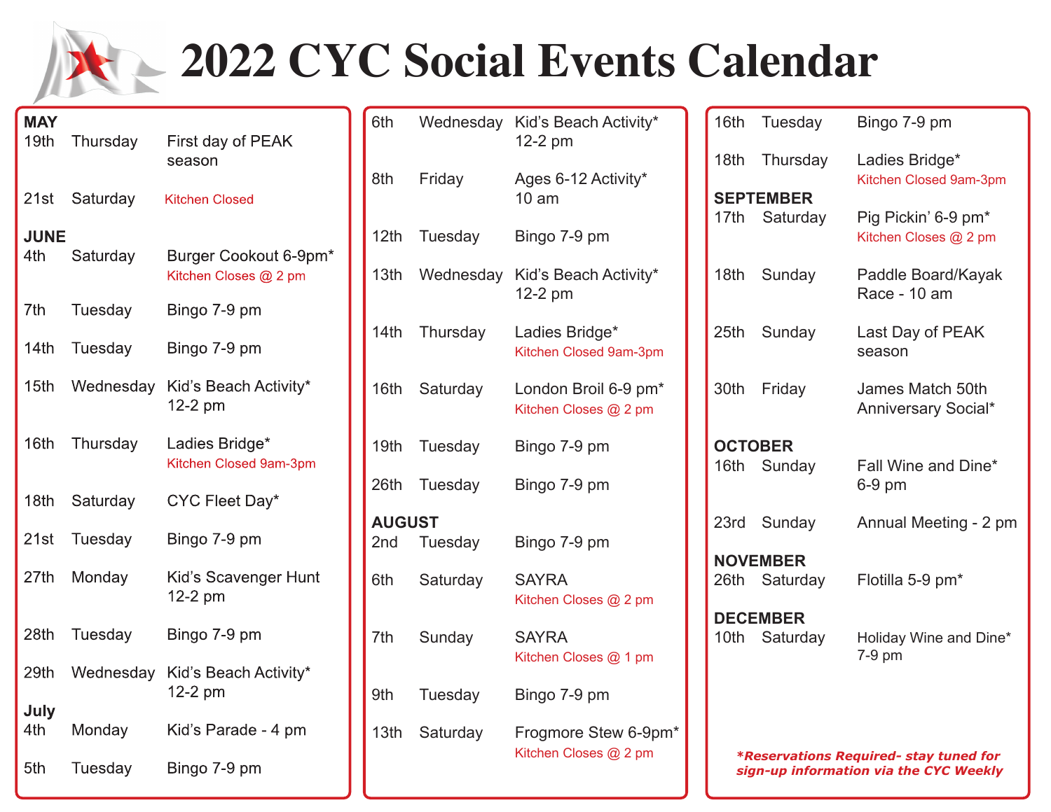# 2022 CYC Social Events Calendar

**MAY**

| | | |
|---|---|---|
| 19th | Thursday | First day of PEAK season |
| 21st | Saturday | Kitchen Closed |

**JUNE**

| | | |
|---|---|---|
| 4th | Saturday | Burger Cookout 6-9pm* Kitchen Closes @ 2 pm |
| 7th | Tuesday | Bingo 7-9 pm |
| 14th | Tuesday | Bingo 7-9 pm |
| 15th | Wednesday | Kid's Beach Activity* 12-2 pm |
| 16th | Thursday | Ladies Bridge* Kitchen Closed 9am-3pm |
| 18th | Saturday | CYC Fleet Day* |
| 21st | Tuesday | Bingo 7-9 pm |
| 27th | Monday | Kid's Scavenger Hunt 12-2 pm |
| 28th | Tuesday | Bingo 7-9 pm |
| 29th | Wednesday | Kid's Beach Activity* 12-2 pm |

**July**

| | | |
|---|---|---|
| 4th | Monday | Kid's Parade - 4 pm |
| 5th | Tuesday | Bingo 7-9 pm |
| 6th | Wednesday | Kid's Beach Activity* 12-2 pm |
| 8th | Friday | Ages 6-12 Activity* 10 am |
| 12th | Tuesday | Bingo 7-9 pm |
| 13th | Wednesday | Kid's Beach Activity* 12-2 pm |
| 14th | Thursday | Ladies Bridge* Kitchen Closed 9am-3pm |
| 16th | Saturday | London Broil 6-9 pm* Kitchen Closes @ 2 pm |
| 19th | Tuesday | Bingo 7-9 pm |
| 26th | Tuesday | Bingo 7-9 pm |

**AUGUST**

| | | |
|---|---|---|
| 2nd | Tuesday | Bingo 7-9 pm |
| 6th | Saturday | SAYRA Kitchen Closes @ 2 pm |
| 7th | Sunday | SAYRA Kitchen Closes @ 1 pm |
| 9th | Tuesday | Bingo 7-9 pm |
| 13th | Saturday | Frogmore Stew 6-9pm* Kitchen Closes @ 2 pm |
| 16th | Tuesday | Bingo 7-9 pm |
| 18th | Thursday | Ladies Bridge* Kitchen Closed 9am-3pm |

**SEPTEMBER**

| | | |
|---|---|---|
| 17th | Saturday | Pig Pickin' 6-9 pm* Kitchen Closes @ 2 pm |
| 18th | Sunday | Paddle Board/Kayak Race - 10 am |
| 25th | Sunday | Last Day of PEAK season |
| 30th | Friday | James Match 50th Anniversary Social* |

**OCTOBER**

| | | |
|---|---|---|
| 16th | Sunday | Fall Wine and Dine* 6-9 pm |
| 23rd | Sunday | Annual Meeting - 2 pm |

**NOVEMBER**

| | | |
|---|---|---|
| 26th | Saturday | Flotilla 5-9 pm* |

**DECEMBER**

| | | |
|---|---|---|
| 10th | Saturday | Holiday Wine and Dine* 7-9 pm |

***Reservations Required- stay tuned for sign-up information via the CYC Weekly***